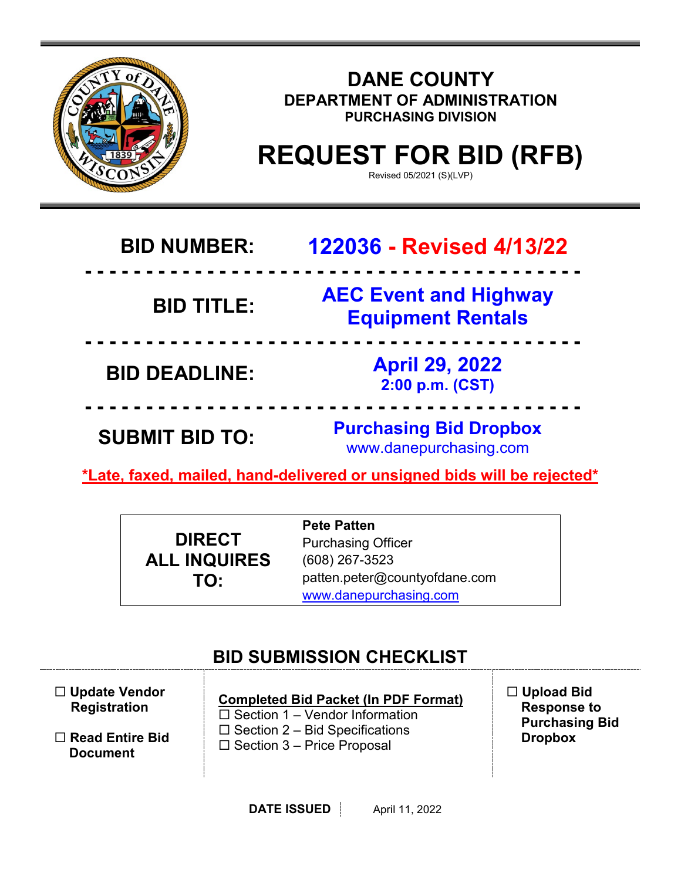# DANE COUNTY

## DEPARTMENT OF ADMINISTRATION

### PURCHASING DIVISION

# REQUEST FOR BID (RFB)

Revised 05/2021 (S)(LVP)

| | |
|---|---|
| **BID NUMBER:** | **122036 - Revised 4/13/22** |
| **BID TITLE:** | **AEC Event and Highway Equipment Rentals** |
| **BID DEADLINE:** | **April 29, 2022**<br>**2:00 p.m. (CST)** |
| **SUBMIT BID TO:** | **Purchasing Bid Dropbox**<br>www.danepurchasing.com |

**\*Late, faxed, mailed, hand-delivered or unsigned bids will be rejected\***

| | |
|---|---|
| **DIRECT ALL INQUIRES TO:** | **Pete Patten**<br>Purchasing Officer<br>(608) 267-3523<br>patten.peter@countyofdane.com<br>www.danepurchasing.com |

## BID SUBMISSION CHECKLIST

| | | |
|---|---|---|
| ☐ **Update Vendor Registration**<br><br>☐ **Read Entire Bid Document** | **Completed Bid Packet (In PDF Format)**<br>☐ Section 1 – Vendor Information<br>☐ Section 2 – Bid Specifications<br>☐ Section 3 – Price Proposal | ☐ **Upload Bid Response to Purchasing Bid Dropbox** |

**DATE ISSUED** | April 11, 2022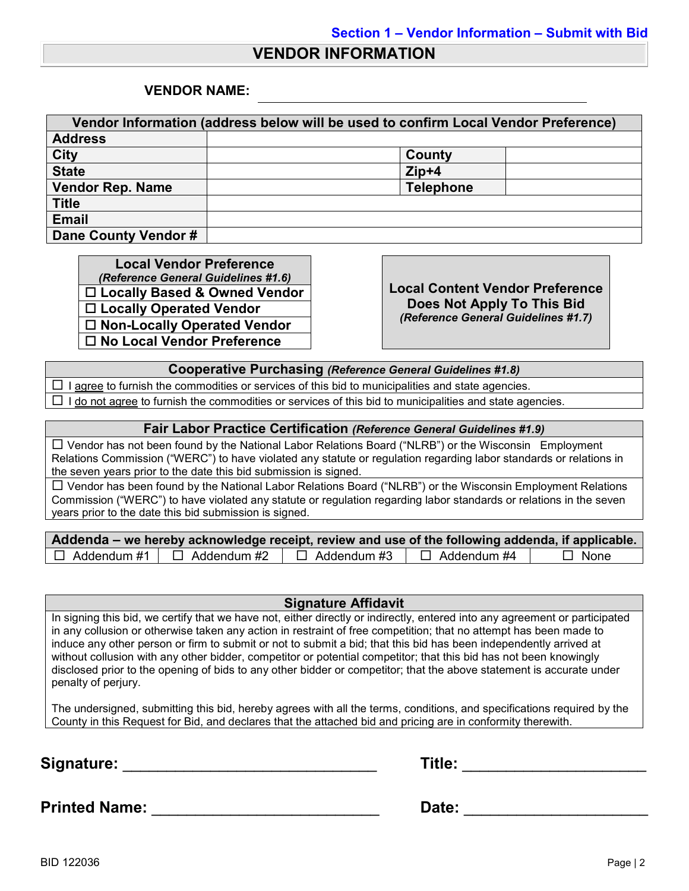Section 1 – Vendor Information – Submit with Bid

# VENDOR INFORMATION

**VENDOR NAME:** ______________________________________________

| Vendor Information (address below will be used to confirm Local Vendor Preference) | | | |
|---|---|---|---|
| **Address** | | | |
| **City** | | **County** | |
| **State** | | **Zip+4** | |
| **Vendor Rep. Name** | | **Telephone** | |
| **Title** | | | |
| **Email** | | | |
| **Dane County Vendor #** | | | |

| **Local Vendor Preference** *(Reference General Guidelines #1.6)* |
|---|
| ☐ Locally Based & Owned Vendor |
| ☐ Locally Operated Vendor |
| ☐ Non-Locally Operated Vendor |
| ☐ No Local Vendor Preference |

**Local Content Vendor Preference Does Not Apply To This Bid**
*(Reference General Guidelines #1.7)*

| **Cooperative Purchasing** *(Reference General Guidelines #1.8)* |
|---|
| ☐ I agree to furnish the commodities or services of this bid to municipalities and state agencies. |
| ☐ I do not agree to furnish the commodities or services of this bid to municipalities and state agencies. |

| **Fair Labor Practice Certification** *(Reference General Guidelines #1.9)* |
|---|
| ☐ Vendor has not been found by the National Labor Relations Board ("NLRB") or the Wisconsin Employment Relations Commission ("WERC") to have violated any statute or regulation regarding labor standards or relations in the seven years prior to the date this bid submission is signed. |
| ☐ Vendor has been found by the National Labor Relations Board ("NLRB") or the Wisconsin Employment Relations Commission ("WERC") to have violated any statute or regulation regarding labor standards or relations in the seven years prior to the date this bid submission is signed. |

| **Addenda – we hereby acknowledge receipt, review and use of the following addenda, if applicable.** | | | | |
|---|---|---|---|---|
| ☐ Addendum #1 | ☐ Addendum #2 | ☐ Addendum #3 | ☐ Addendum #4 | ☐ None |

| **Signature Affidavit** |
|---|
| In signing this bid, we certify that we have not, either directly or indirectly, entered into any agreement or participated in any collusion or otherwise taken any action in restraint of free competition; that no attempt has been made to induce any other person or firm to submit or not to submit a bid; that this bid has been independently arrived at without collusion with any other bidder, competitor or potential competitor; that this bid has not been knowingly disclosed prior to the opening of bids to any other bidder or competitor; that the above statement is accurate under penalty of perjury.<br><br>The undersigned, submitting this bid, hereby agrees with all the terms, conditions, and specifications required by the County in this Request for Bid, and declares that the attached bid and pricing are in conformity therewith. |

**Signature:** ______________________________ **Title:** ______________________

**Printed Name:** ___________________________ **Date:** ______________________

BID 122036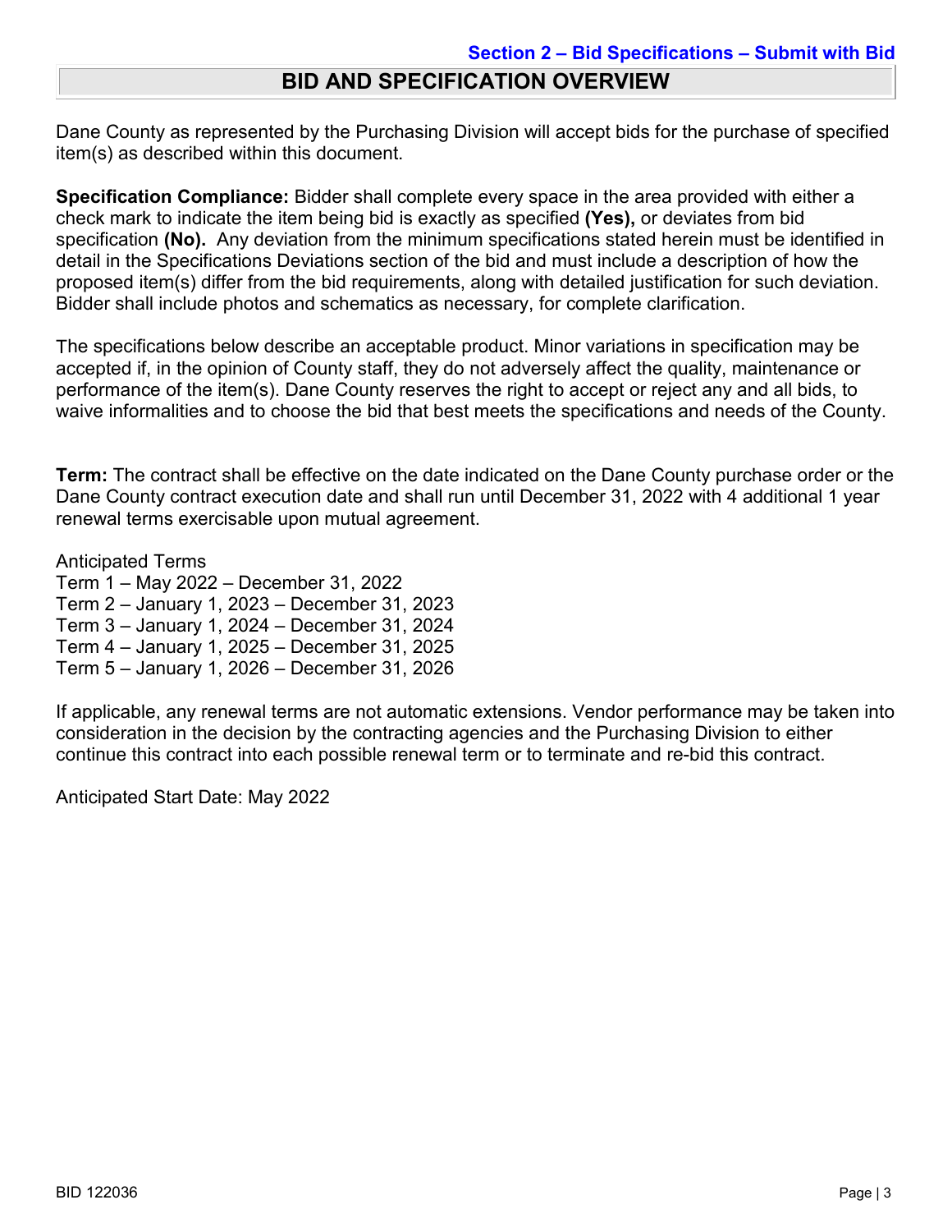Section 2 – Bid Specifications – Submit with Bid

# BID AND SPECIFICATION OVERVIEW

Dane County as represented by the Purchasing Division will accept bids for the purchase of specified item(s) as described within this document.

**Specification Compliance:** Bidder shall complete every space in the area provided with either a check mark to indicate the item being bid is exactly as specified **(Yes),** or deviates from bid specification **(No).** Any deviation from the minimum specifications stated herein must be identified in detail in the Specifications Deviations section of the bid and must include a description of how the proposed item(s) differ from the bid requirements, along with detailed justification for such deviation. Bidder shall include photos and schematics as necessary, for complete clarification.

The specifications below describe an acceptable product. Minor variations in specification may be accepted if, in the opinion of County staff, they do not adversely affect the quality, maintenance or performance of the item(s). Dane County reserves the right to accept or reject any and all bids, to waive informalities and to choose the bid that best meets the specifications and needs of the County.

**Term:** The contract shall be effective on the date indicated on the Dane County purchase order or the Dane County contract execution date and shall run until December 31, 2022 with 4 additional 1 year renewal terms exercisable upon mutual agreement.

Anticipated Terms
Term 1 – May 2022 – December 31, 2022
Term 2 – January 1, 2023 – December 31, 2023
Term 3 – January 1, 2024 – December 31, 2024
Term 4 – January 1, 2025 – December 31, 2025
Term 5 – January 1, 2026 – December 31, 2026

If applicable, any renewal terms are not automatic extensions. Vendor performance may be taken into consideration in the decision by the contracting agencies and the Purchasing Division to either continue this contract into each possible renewal term or to terminate and re-bid this contract.

Anticipated Start Date: May 2022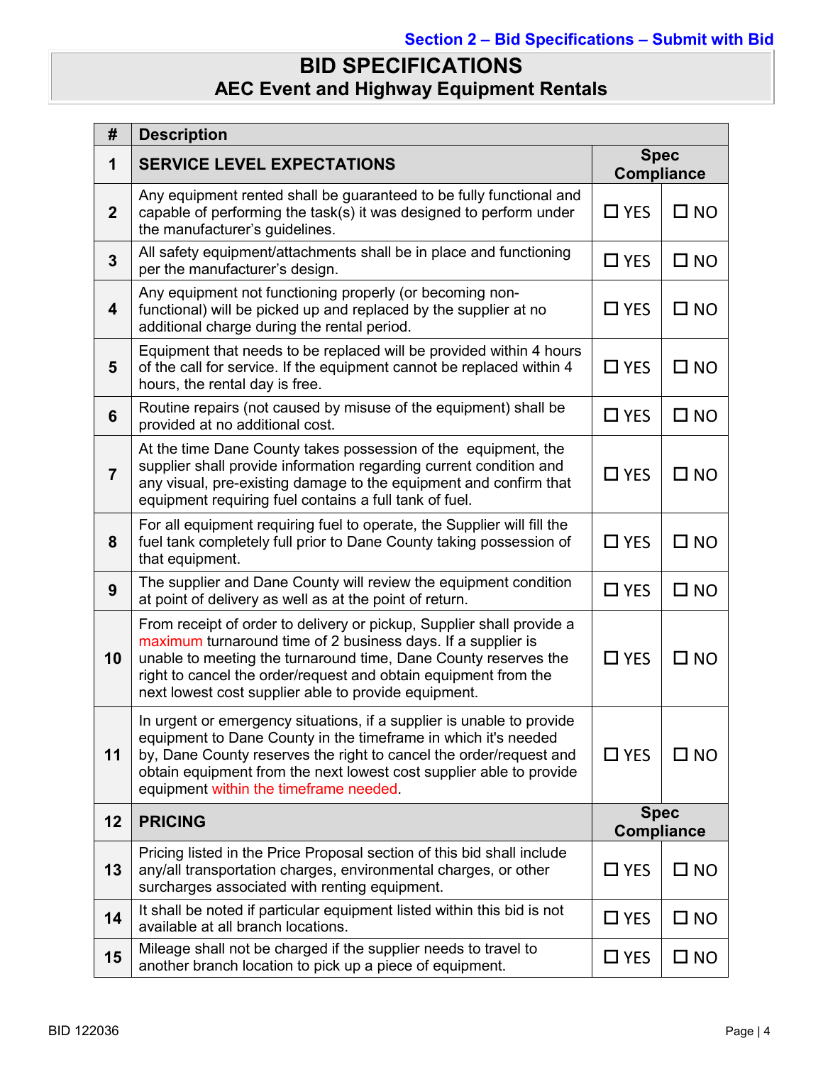Section 2 – Bid Specifications – Submit with Bid

# BID SPECIFICATIONS
## AEC Event and Highway Equipment Rentals

| # | Description | Spec Compliance | |
|---|---|---|---|
| 1 | **SERVICE LEVEL EXPECTATIONS** | **Spec Compliance** | |
| 2 | Any equipment rented shall be guaranteed to be fully functional and capable of performing the task(s) it was designed to perform under the manufacturer's guidelines. | ☐ YES | ☐ NO |
| 3 | All safety equipment/attachments shall be in place and functioning per the manufacturer's design. | ☐ YES | ☐ NO |
| 4 | Any equipment not functioning properly (or becoming non-functional) will be picked up and replaced by the supplier at no additional charge during the rental period. | ☐ YES | ☐ NO |
| 5 | Equipment that needs to be replaced will be provided within 4 hours of the call for service. If the equipment cannot be replaced within 4 hours, the rental day is free. | ☐ YES | ☐ NO |
| 6 | Routine repairs (not caused by misuse of the equipment) shall be provided at no additional cost. | ☐ YES | ☐ NO |
| 7 | At the time Dane County takes possession of the equipment, the supplier shall provide information regarding current condition and any visual, pre-existing damage to the equipment and confirm that equipment requiring fuel contains a full tank of fuel. | ☐ YES | ☐ NO |
| 8 | For all equipment requiring fuel to operate, the Supplier will fill the fuel tank completely full prior to Dane County taking possession of that equipment. | ☐ YES | ☐ NO |
| 9 | The supplier and Dane County will review the equipment condition at point of delivery as well as at the point of return. | ☐ YES | ☐ NO |
| 10 | From receipt of order to delivery or pickup, Supplier shall provide a maximum turnaround time of 2 business days. If a supplier is unable to meeting the turnaround time, Dane County reserves the right to cancel the order/request and obtain equipment from the next lowest cost supplier able to provide equipment. | ☐ YES | ☐ NO |
| 11 | In urgent or emergency situations, if a supplier is unable to provide equipment to Dane County in the timeframe in which it's needed by, Dane County reserves the right to cancel the order/request and obtain equipment from the next lowest cost supplier able to provide equipment within the timeframe needed. | ☐ YES | ☐ NO |
| 12 | **PRICING** | **Spec Compliance** | |
| 13 | Pricing listed in the Price Proposal section of this bid shall include any/all transportation charges, environmental charges, or other surcharges associated with renting equipment. | ☐ YES | ☐ NO |
| 14 | It shall be noted if particular equipment listed within this bid is not available at all branch locations. | ☐ YES | ☐ NO |
| 15 | Mileage shall not be charged if the supplier needs to travel to another branch location to pick up a piece of equipment. | ☐ YES | ☐ NO |

BID 122036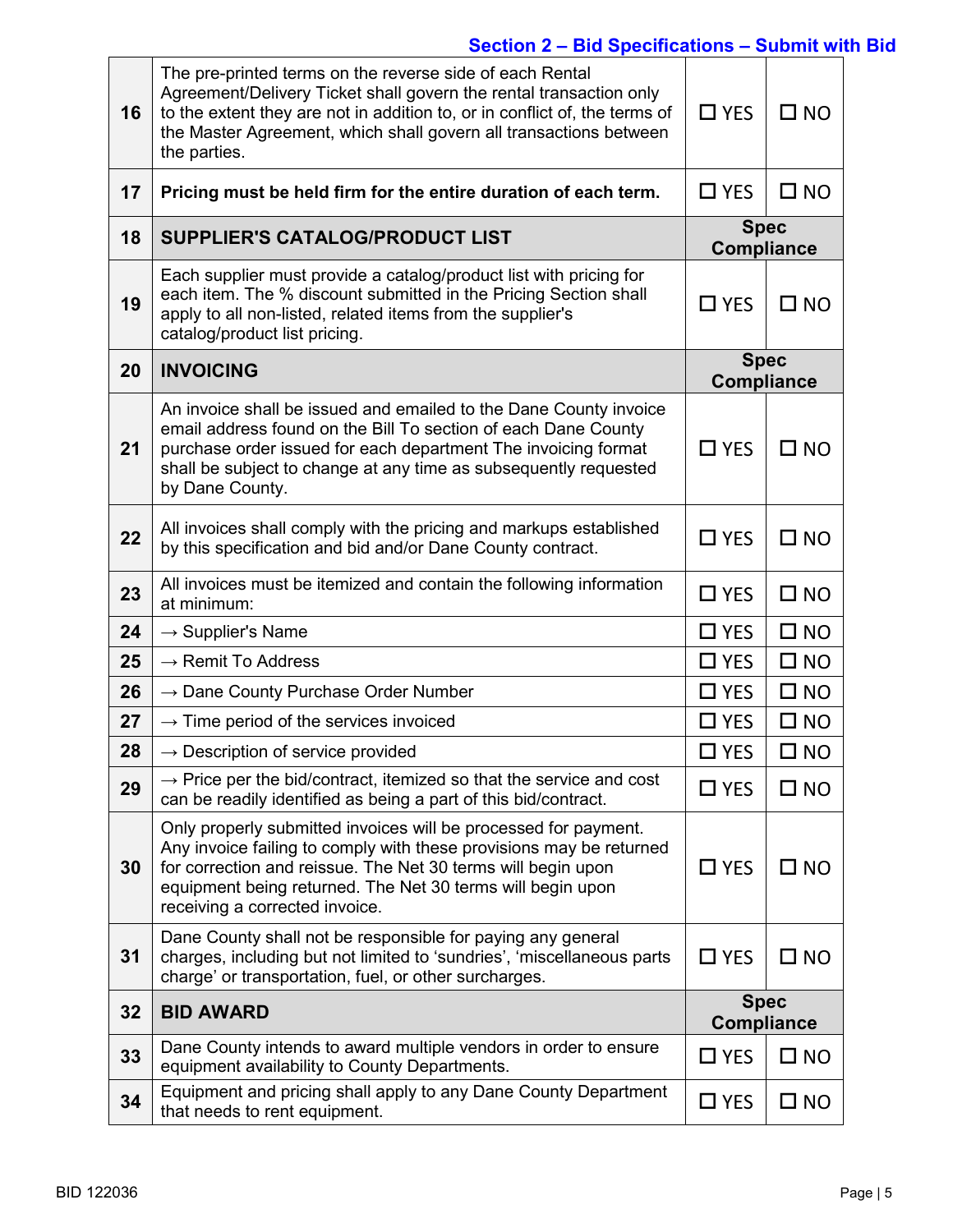## Section 2 – Bid Specifications – Submit with Bid

| | | | |
|---|---|---|---|
| 16 | The pre-printed terms on the reverse side of each Rental Agreement/Delivery Ticket shall govern the rental transaction only to the extent they are not in addition to, or in conflict of, the terms of the Master Agreement, which shall govern all transactions between the parties. | ☐ YES | ☐ NO |
| 17 | **Pricing must be held firm for the entire duration of each term.** | ☐ YES | ☐ NO |
| 18 | **SUPPLIER'S CATALOG/PRODUCT LIST** | **Spec Compliance** | |
| 19 | Each supplier must provide a catalog/product list with pricing for each item. The % discount submitted in the Pricing Section shall apply to all non-listed, related items from the supplier's catalog/product list pricing. | ☐ YES | ☐ NO |
| 20 | **INVOICING** | **Spec Compliance** | |
| 21 | An invoice shall be issued and emailed to the Dane County invoice email address found on the Bill To section of each Dane County purchase order issued for each department The invoicing format shall be subject to change at any time as subsequently requested by Dane County. | ☐ YES | ☐ NO |
| 22 | All invoices shall comply with the pricing and markups established by this specification and bid and/or Dane County contract. | ☐ YES | ☐ NO |
| 23 | All invoices must be itemized and contain the following information at minimum: | ☐ YES | ☐ NO |
| 24 | → Supplier's Name | ☐ YES | ☐ NO |
| 25 | → Remit To Address | ☐ YES | ☐ NO |
| 26 | → Dane County Purchase Order Number | ☐ YES | ☐ NO |
| 27 | → Time period of the services invoiced | ☐ YES | ☐ NO |
| 28 | → Description of service provided | ☐ YES | ☐ NO |
| 29 | → Price per the bid/contract, itemized so that the service and cost can be readily identified as being a part of this bid/contract. | ☐ YES | ☐ NO |
| 30 | Only properly submitted invoices will be processed for payment. Any invoice failing to comply with these provisions may be returned for correction and reissue. The Net 30 terms will begin upon equipment being returned. The Net 30 terms will begin upon receiving a corrected invoice. | ☐ YES | ☐ NO |
| 31 | Dane County shall not be responsible for paying any general charges, including but not limited to 'sundries', 'miscellaneous parts charge' or transportation, fuel, or other surcharges. | ☐ YES | ☐ NO |
| 32 | **BID AWARD** | **Spec Compliance** | |
| 33 | Dane County intends to award multiple vendors in order to ensure equipment availability to County Departments. | ☐ YES | ☐ NO |
| 34 | Equipment and pricing shall apply to any Dane County Department that needs to rent equipment. | ☐ YES | ☐ NO |

BID 122036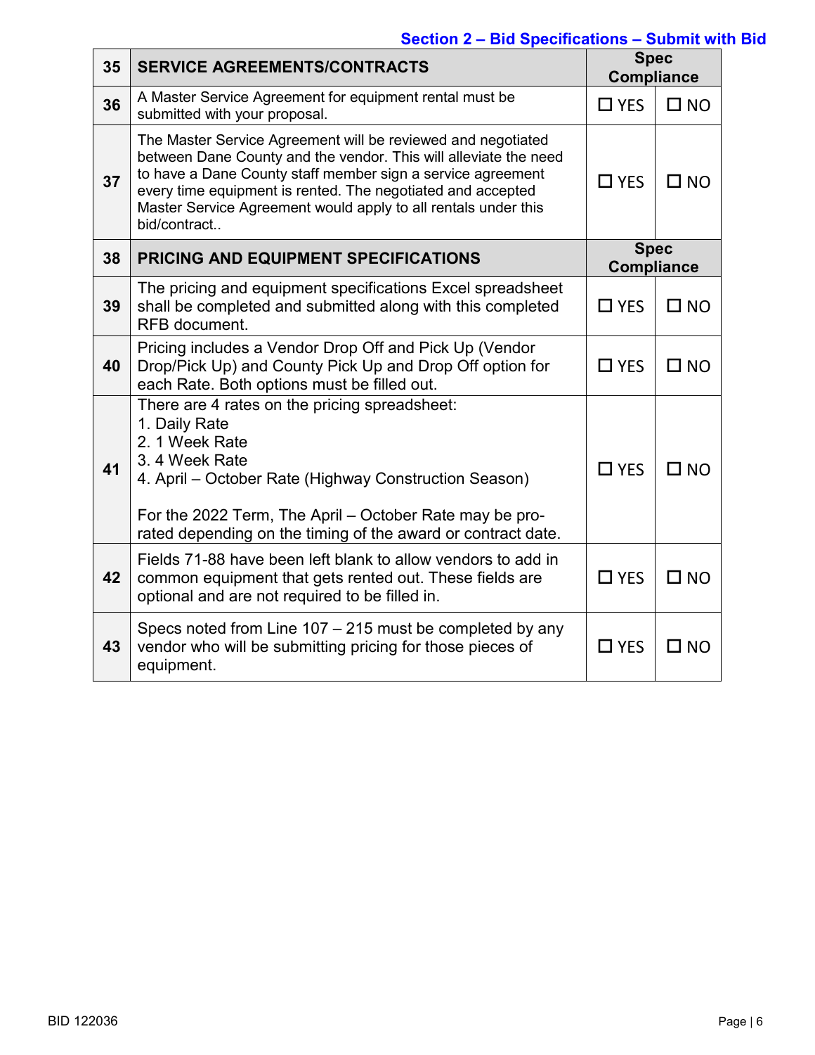## Section 2 – Bid Specifications – Submit with Bid

| 35 | SERVICE AGREEMENTS/CONTRACTS | Spec Compliance | |
|---|---|---|---|
| 36 | A Master Service Agreement for equipment rental must be submitted with your proposal. | ☐ YES | ☐ NO |
| 37 | The Master Service Agreement will be reviewed and negotiated between Dane County and the vendor. This will alleviate the need to have a Dane County staff member sign a service agreement every time equipment is rented. The negotiated and accepted Master Service Agreement would apply to all rentals under this bid/contract.. | ☐ YES | ☐ NO |
| **38** | **PRICING AND EQUIPMENT SPECIFICATIONS** | **Spec Compliance** | |
| 39 | The pricing and equipment specifications Excel spreadsheet shall be completed and submitted along with this completed RFB document. | ☐ YES | ☐ NO |
| 40 | Pricing includes a Vendor Drop Off and Pick Up (Vendor Drop/Pick Up) and County Pick Up and Drop Off option for each Rate. Both options must be filled out. | ☐ YES | ☐ NO |
| 41 | There are 4 rates on the pricing spreadsheet:<br>1. Daily Rate<br>2. 1 Week Rate<br>3. 4 Week Rate<br>4. April – October Rate (Highway Construction Season)<br><br>For the 2022 Term, The April – October Rate may be pro-rated depending on the timing of the award or contract date. | ☐ YES | ☐ NO |
| 42 | Fields 71-88 have been left blank to allow vendors to add in common equipment that gets rented out. These fields are optional and are not required to be filled in. | ☐ YES | ☐ NO |
| 43 | Specs noted from Line 107 – 215 must be completed by any vendor who will be submitting pricing for those pieces of equipment. | ☐ YES | ☐ NO |

BID 122036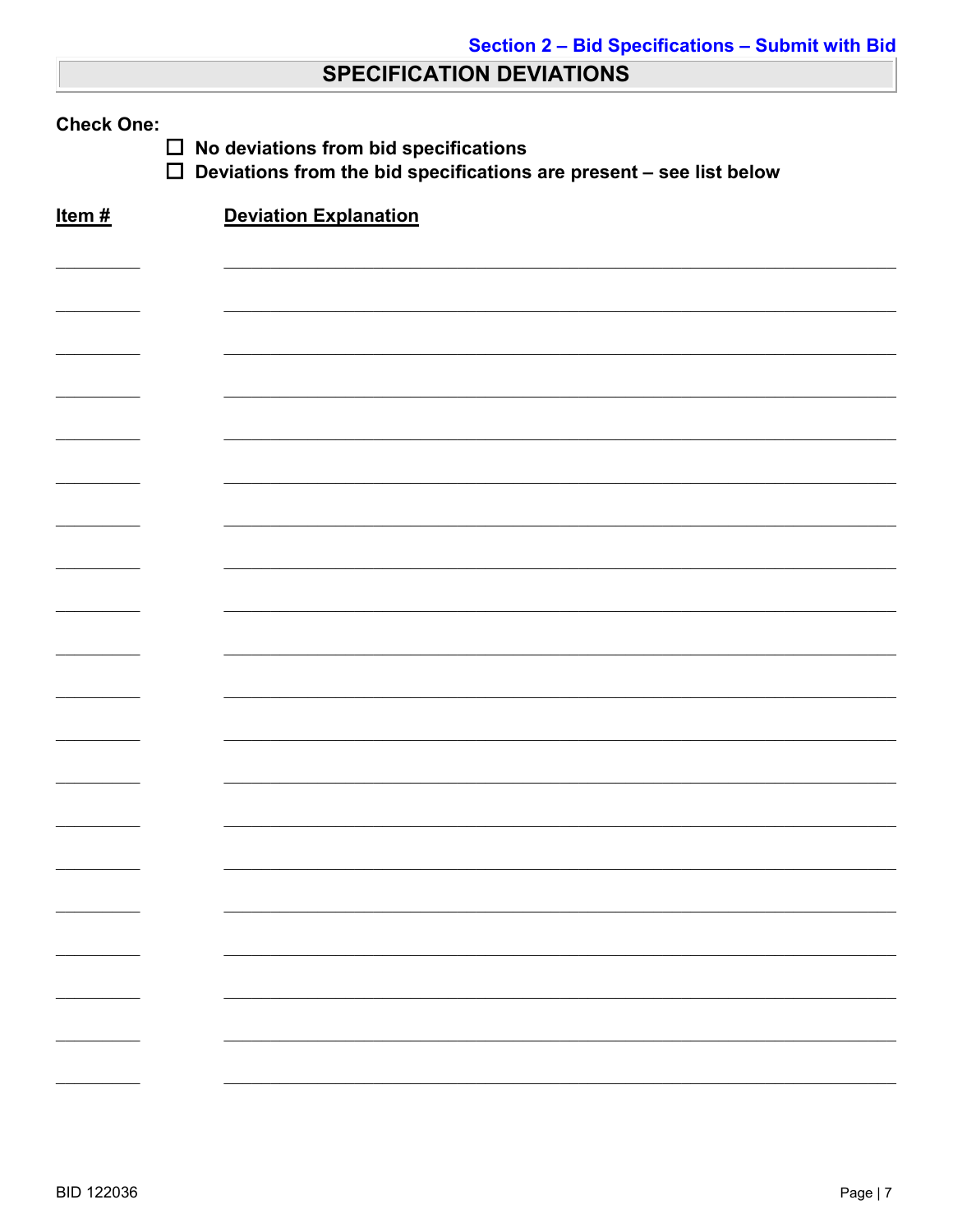## SPECIFICATION DEVIATIONS

**Check One:**

- ☐ **No deviations from bid specifications**
- ☐ **Deviations from the bid specifications are present – see list below**

| Item # | Deviation Explanation |
|---|---|
| | |
| | |
| | |
| | |
| | |
| | |
| | |
| | |
| | |
| | |
| | |
| | |
| | |
| | |
| | |
| | |
| | |
| | |
| | |
| | |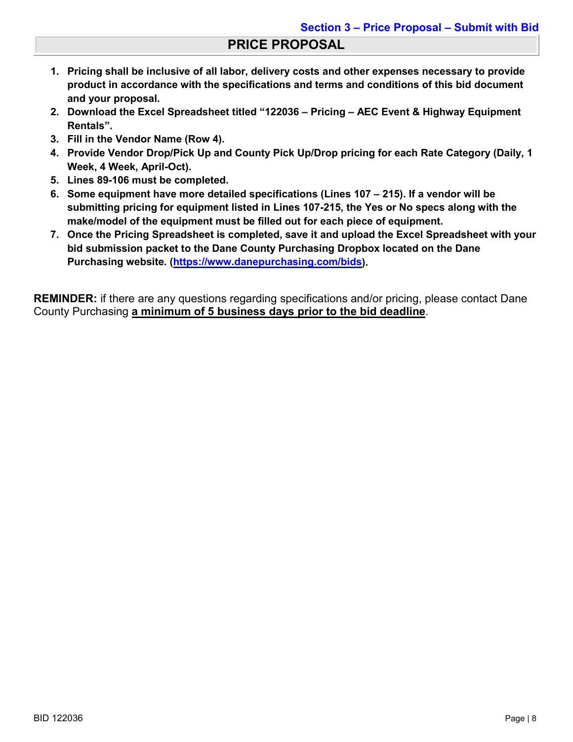**Section 3 – Price Proposal – Submit with Bid**

# PRICE PROPOSAL

1. **Pricing shall be inclusive of all labor, delivery costs and other expenses necessary to provide product in accordance with the specifications and terms and conditions of this bid document and your proposal.**
2. **Download the Excel Spreadsheet titled "122036 – Pricing – AEC Event & Highway Equipment Rentals".**
3. **Fill in the Vendor Name (Row 4).**
4. **Provide Vendor Drop/Pick Up and County Pick Up/Drop pricing for each Rate Category (Daily, 1 Week, 4 Week, April-Oct).**
5. **Lines 89-106 must be completed.**
6. **Some equipment have more detailed specifications (Lines 107 – 215). If a vendor will be submitting pricing for equipment listed in Lines 107-215, the Yes or No specs along with the make/model of the equipment must be filled out for each piece of equipment.**
7. **Once the Pricing Spreadsheet is completed, save it and upload the Excel Spreadsheet with your bid submission packet to the Dane County Purchasing Dropbox located on the Dane Purchasing website. (https://www.danepurchasing.com/bids).**

**REMINDER:** if there are any questions regarding specifications and/or pricing, please contact Dane County Purchasing **a minimum of 5 business days prior to the bid deadline**.